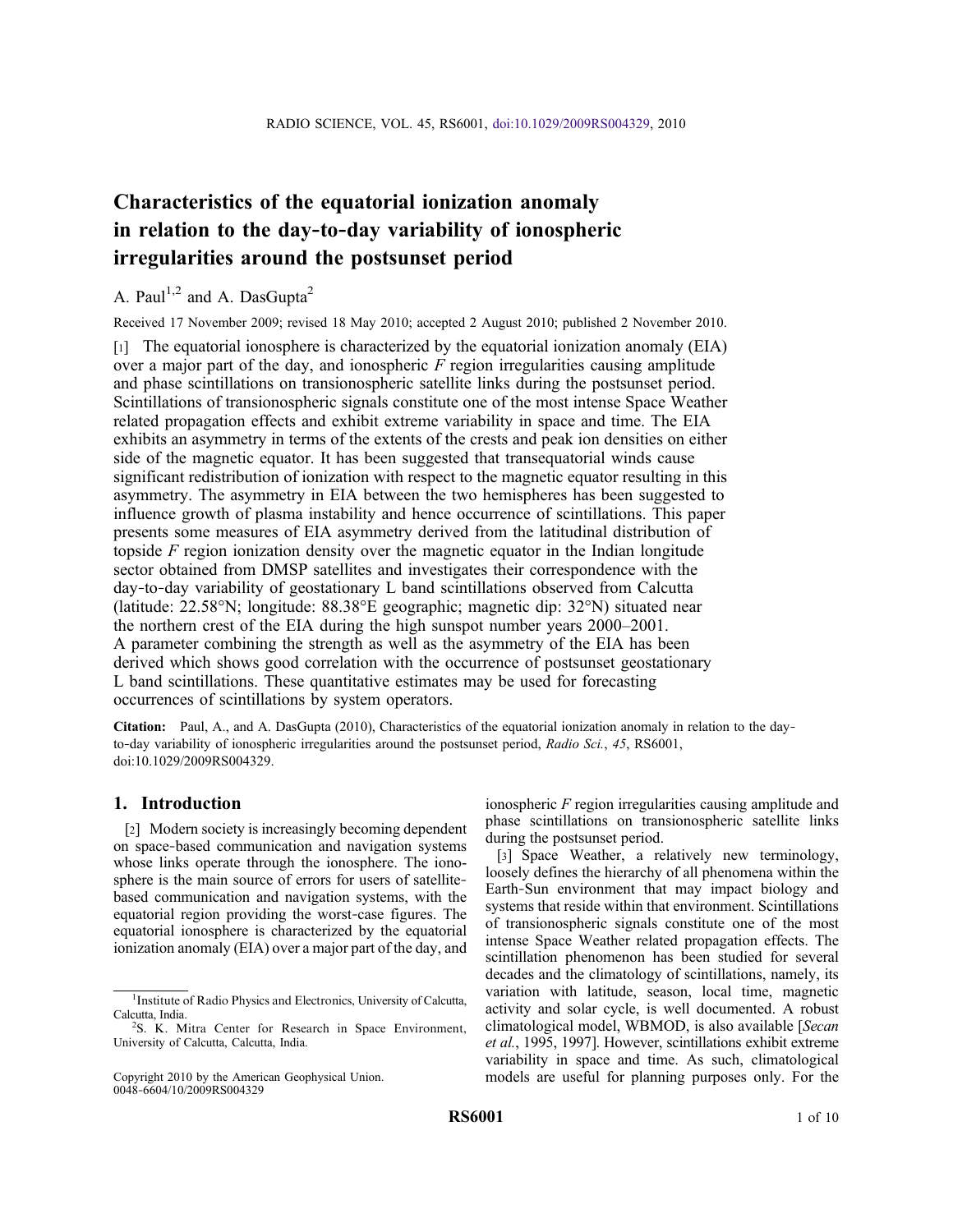# Characteristics of the equatorial ionization anomaly in relation to the day-to-day variability of ionospheric irregularities around the postsunset period

A. Paul[1,2] and A. DasGupta[2]

Received 17 November 2009; revised 18 May 2010; accepted 2 August 2010; published 2 November 2010.

[1] The equatorial ionosphere is characterized by the equatorial ionization anomaly (EIA) over a major part of the day, and ionospheric *F* region irregularities causing amplitude and phase scintillations on transionospheric satellite links during the postsunset period. Scintillations of transionospheric signals constitute one of the most intense Space Weather related propagation effects and exhibit extreme variability in space and time. The EIA exhibits an asymmetry in terms of the extents of the crests and peak ion densities on either side of the magnetic equator. It has been suggested that transequatorial winds cause significant redistribution of ionization with respect to the magnetic equator resulting in this asymmetry. The asymmetry in EIA between the two hemispheres has been suggested to influence growth of plasma instability and hence occurrence of scintillations. This paper presents some measures of EIA asymmetry derived from the latitudinal distribution of topside *F* region ionization density over the magnetic equator in the Indian longitude sector obtained from DMSP satellites and investigates their correspondence with the day-to-day variability of geostationary L band scintillations observed from Calcutta (latitude: 22.58°N; longitude: 88.38°E geographic; magnetic dip: 32°N) situated near the northern crest of the EIA during the high sunspot number years 2000–2001. A parameter combining the strength as well as the asymmetry of the EIA has been derived which shows good correlation with the occurrence of postsunset geostationary L band scintillations. These quantitative estimates may be used for forecasting occurrences of scintillations by system operators.

**Citation:** Paul, A., and A. DasGupta (2010), Characteristics of the equatorial ionization anomaly in relation to the day-to-day variability of ionospheric irregularities around the postsunset period, *Radio Sci.*, *45*, RS6001, doi:10.1029/2009RS004329.

## 1. Introduction

[2] Modern society is increasingly becoming dependent on space-based communication and navigation systems whose links operate through the ionosphere. The ionosphere is the main source of errors for users of satellite-based communication and navigation systems, with the equatorial region providing the worst-case figures. The equatorial ionosphere is characterized by the equatorial ionization anomaly (EIA) over a major part of the day, and ionospheric *F* region irregularities causing amplitude and phase scintillations on transionospheric satellite links during the postsunset period.

[3] Space Weather, a relatively new terminology, loosely defines the hierarchy of all phenomena within the Earth-Sun environment that may impact biology and systems that reside within that environment. Scintillations of transionospheric signals constitute one of the most intense Space Weather related propagation effects. The scintillation phenomenon has been studied for several decades and the climatology of scintillations, namely, its variation with latitude, season, local time, magnetic activity and solar cycle, is well documented. A robust climatological model, WBMOD, is also available [*Secan et al.*, 1995, 1997]. However, scintillations exhibit extreme variability in space and time. As such, climatological models are useful for planning purposes only. For the

[1] Institute of Radio Physics and Electronics, University of Calcutta, Calcutta, India.

[2] S. K. Mitra Center for Research in Space Environment, University of Calcutta, Calcutta, India.

Copyright 2010 by the American Geophysical Union.
0048-6604/10/2009RS004329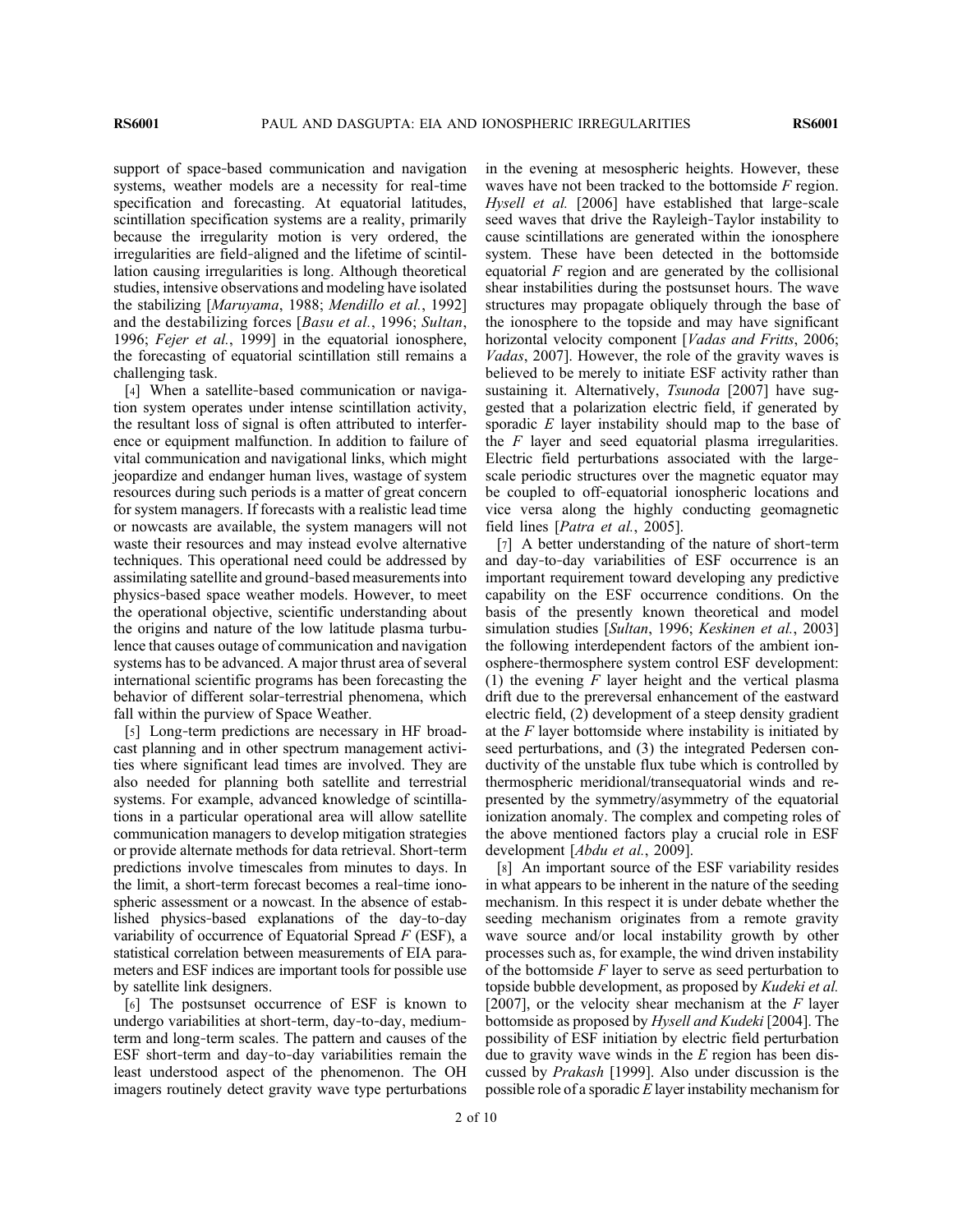support of space-based communication and navigation systems, weather models are a necessity for real-time specification and forecasting. At equatorial latitudes, scintillation specification systems are a reality, primarily because the irregularity motion is very ordered, the irregularities are field-aligned and the lifetime of scintillation causing irregularities is long. Although theoretical studies, intensive observations and modeling have isolated the stabilizing [*Maruyama*, 1988; *Mendillo et al.*, 1992] and the destabilizing forces [*Basu et al.*, 1996; *Sultan*, 1996; *Fejer et al.*, 1999] in the equatorial ionosphere, the forecasting of equatorial scintillation still remains a challenging task.

[4] When a satellite-based communication or navigation system operates under intense scintillation activity, the resultant loss of signal is often attributed to interference or equipment malfunction. In addition to failure of vital communication and navigational links, which might jeopardize and endanger human lives, wastage of system resources during such periods is a matter of great concern for system managers. If forecasts with a realistic lead time or nowcasts are available, the system managers will not waste their resources and may instead evolve alternative techniques. This operational need could be addressed by assimilating satellite and ground-based measurements into physics-based space weather models. However, to meet the operational objective, scientific understanding about the origins and nature of the low latitude plasma turbulence that causes outage of communication and navigation systems has to be advanced. A major thrust area of several international scientific programs has been forecasting the behavior of different solar-terrestrial phenomena, which fall within the purview of Space Weather.

[5] Long-term predictions are necessary in HF broadcast planning and in other spectrum management activities where significant lead times are involved. They are also needed for planning both satellite and terrestrial systems. For example, advanced knowledge of scintillations in a particular operational area will allow satellite communication managers to develop mitigation strategies or provide alternate methods for data retrieval. Short-term predictions involve timescales from minutes to days. In the limit, a short-term forecast becomes a real-time ionospheric assessment or a nowcast. In the absence of established physics-based explanations of the day-to-day variability of occurrence of Equatorial Spread *F* (ESF), a statistical correlation between measurements of EIA parameters and ESF indices are important tools for possible use by satellite link designers.

[6] The postsunset occurrence of ESF is known to undergo variabilities at short-term, day-to-day, medium-term and long-term scales. The pattern and causes of the ESF short-term and day-to-day variabilities remain the least understood aspect of the phenomenon. The OH imagers routinely detect gravity wave type perturbations in the evening at mesospheric heights. However, these waves have not been tracked to the bottomside *F* region. *Hysell et al.* [2006] have established that large-scale seed waves that drive the Rayleigh-Taylor instability to cause scintillations are generated within the ionosphere system. These have been detected in the bottomside equatorial *F* region and are generated by the collisional shear instabilities during the postsunset hours. The wave structures may propagate obliquely through the base of the ionosphere to the topside and may have significant horizontal velocity component [*Vadas and Fritts*, 2006; *Vadas*, 2007]. However, the role of the gravity waves is believed to be merely to initiate ESF activity rather than sustaining it. Alternatively, *Tsunoda* [2007] have suggested that a polarization electric field, if generated by sporadic *E* layer instability should map to the base of the *F* layer and seed equatorial plasma irregularities. Electric field perturbations associated with the large-scale periodic structures over the magnetic equator may be coupled to off-equatorial ionospheric locations and vice versa along the highly conducting geomagnetic field lines [*Patra et al.*, 2005].

[7] A better understanding of the nature of short-term and day-to-day variabilities of ESF occurrence is an important requirement toward developing any predictive capability on the ESF occurrence conditions. On the basis of the presently known theoretical and model simulation studies [*Sultan*, 1996; *Keskinen et al.*, 2003] the following interdependent factors of the ambient ionosphere-thermosphere system control ESF development: (1) the evening *F* layer height and the vertical plasma drift due to the prereversal enhancement of the eastward electric field, (2) development of a steep density gradient at the *F* layer bottomside where instability is initiated by seed perturbations, and (3) the integrated Pedersen conductivity of the unstable flux tube which is controlled by thermospheric meridional/transequatorial winds and represented by the symmetry/asymmetry of the equatorial ionization anomaly. The complex and competing roles of the above mentioned factors play a crucial role in ESF development [*Abdu et al.*, 2009].

[8] An important source of the ESF variability resides in what appears to be inherent in the nature of the seeding mechanism. In this respect it is under debate whether the seeding mechanism originates from a remote gravity wave source and/or local instability growth by other processes such as, for example, the wind driven instability of the bottomside *F* layer to serve as seed perturbation to topside bubble development, as proposed by *Kudeki et al.* [2007], or the velocity shear mechanism at the *F* layer bottomside as proposed by *Hysell and Kudeki* [2004]. The possibility of ESF initiation by electric field perturbation due to gravity wave winds in the *E* region has been discussed by *Prakash* [1999]. Also under discussion is the possible role of a sporadic *E* layer instability mechanism for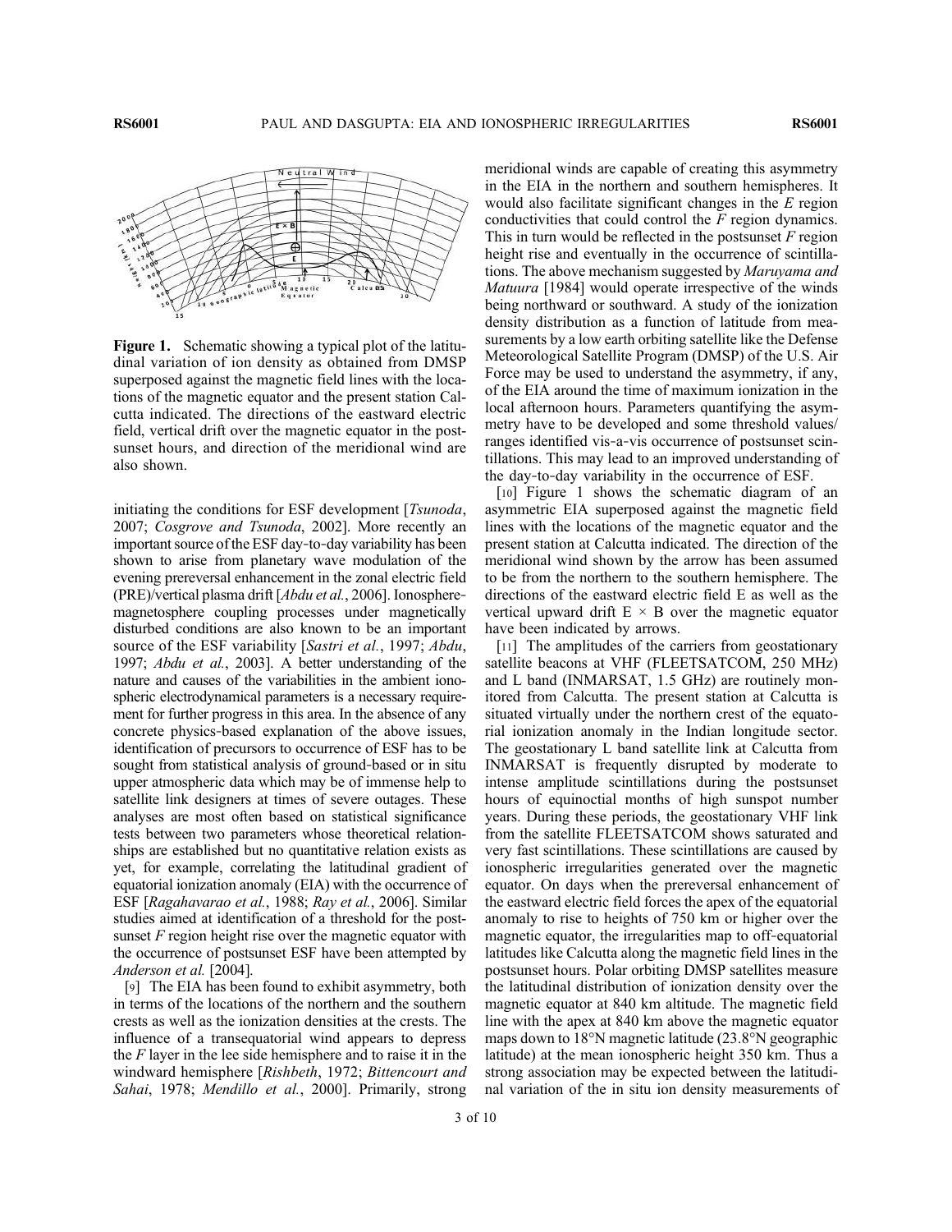**Figure 1.** Schematic showing a typical plot of the latitudinal variation of ion density as obtained from DMSP superposed against the magnetic field lines with the locations of the magnetic equator and the present station Calcutta indicated. The directions of the eastward electric field, vertical drift over the magnetic equator in the postsunset hours, and direction of the meridional wind are also shown.

initiating the conditions for ESF development [*Tsunoda*, 2007; *Cosgrove and Tsunoda*, 2002]. More recently an important source of the ESF day-to-day variability has been shown to arise from planetary wave modulation of the evening prereversal enhancement in the zonal electric field (PRE)/vertical plasma drift [*Abdu et al.*, 2006]. Ionosphere-magnetosphere coupling processes under magnetically disturbed conditions are also known to be an important source of the ESF variability [*Sastri et al.*, 1997; *Abdu*, 1997; *Abdu et al.*, 2003]. A better understanding of the nature and causes of the variabilities in the ambient ionospheric electrodynamical parameters is a necessary requirement for further progress in this area. In the absence of any concrete physics-based explanation of the above issues, identification of precursors to occurrence of ESF has to be sought from statistical analysis of ground-based or in situ upper atmospheric data which may be of immense help to satellite link designers at times of severe outages. These analyses are most often based on statistical significance tests between two parameters whose theoretical relationships are established but no quantitative relation exists as yet, for example, correlating the latitudinal gradient of equatorial ionization anomaly (EIA) with the occurrence of ESF [*Ragahavarao et al.*, 1988; *Ray et al.*, 2006]. Similar studies aimed at identification of a threshold for the postsunset *F* region height rise over the magnetic equator with the occurrence of postsunset ESF have been attempted by *Anderson et al.* [2004].

[9] The EIA has been found to exhibit asymmetry, both in terms of the locations of the northern and the southern crests as well as the ionization densities at the crests. The influence of a transequatorial wind appears to depress the *F* layer in the lee side hemisphere and to raise it in the windward hemisphere [*Rishbeth*, 1972; *Bittencourt and Sahai*, 1978; *Mendillo et al.*, 2000]. Primarily, strong meridional winds are capable of creating this asymmetry in the EIA in the northern and southern hemispheres. It would also facilitate significant changes in the *E* region conductivities that could control the *F* region dynamics. This in turn would be reflected in the postsunset *F* region height rise and eventually in the occurrence of scintillations. The above mechanism suggested by *Maruyama and Matuura* [1984] would operate irrespective of the winds being northward or southward. A study of the ionization density distribution as a function of latitude from measurements by a low earth orbiting satellite like the Defense Meteorological Satellite Program (DMSP) of the U.S. Air Force may be used to understand the asymmetry, if any, of the EIA around the time of maximum ionization in the local afternoon hours. Parameters quantifying the asymmetry have to be developed and some threshold values/ranges identified vis-a-vis occurrence of postsunset scintillations. This may lead to an improved understanding of the day-to-day variability in the occurrence of ESF.

[10] Figure 1 shows the schematic diagram of an asymmetric EIA superposed against the magnetic field lines with the locations of the magnetic equator and the present station at Calcutta indicated. The direction of the meridional wind shown by the arrow has been assumed to be from the northern to the southern hemisphere. The directions of the eastward electric field E as well as the vertical upward drift E × B over the magnetic equator have been indicated by arrows.

[11] The amplitudes of the carriers from geostationary satellite beacons at VHF (FLEETSATCOM, 250 MHz) and L band (INMARSAT, 1.5 GHz) are routinely monitored from Calcutta. The present station at Calcutta is situated virtually under the northern crest of the equatorial ionization anomaly in the Indian longitude sector. The geostationary L band satellite link at Calcutta from INMARSAT is frequently disrupted by moderate to intense amplitude scintillations during the postsunset hours of equinoctial months of high sunspot number years. During these periods, the geostationary VHF link from the satellite FLEETSATCOM shows saturated and very fast scintillations. These scintillations are caused by ionospheric irregularities generated over the magnetic equator. On days when the prereversal enhancement of the eastward electric field forces the apex of the equatorial anomaly to rise to heights of 750 km or higher over the magnetic equator, the irregularities map to off-equatorial latitudes like Calcutta along the magnetic field lines in the postsunset hours. Polar orbiting DMSP satellites measure the latitudinal distribution of ionization density over the magnetic equator at 840 km altitude. The magnetic field line with the apex at 840 km above the magnetic equator maps down to 18°N magnetic latitude (23.8°N geographic latitude) at the mean ionospheric height 350 km. Thus a strong association may be expected between the latitudinal variation of the in situ ion density measurements of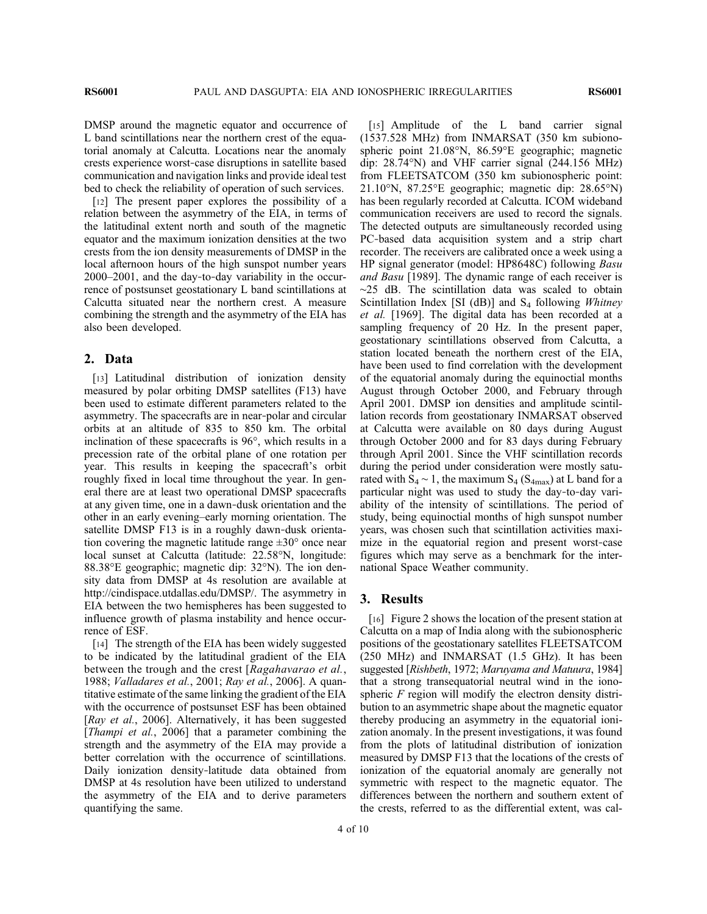DMSP around the magnetic equator and occurrence of L band scintillations near the northern crest of the equatorial anomaly at Calcutta. Locations near the anomaly crests experience worst-case disruptions in satellite based communication and navigation links and provide ideal test bed to check the reliability of operation of such services.

[12] The present paper explores the possibility of a relation between the asymmetry of the EIA, in terms of the latitudinal extent north and south of the magnetic equator and the maximum ionization densities at the two crests from the ion density measurements of DMSP in the local afternoon hours of the high sunspot number years 2000–2001, and the day-to-day variability in the occurrence of postsunset geostationary L band scintillations at Calcutta situated near the northern crest. A measure combining the strength and the asymmetry of the EIA has also been developed.

## 2. Data

[13] Latitudinal distribution of ionization density measured by polar orbiting DMSP satellites (F13) have been used to estimate different parameters related to the asymmetry. The spacecrafts are in near-polar and circular orbits at an altitude of 835 to 850 km. The orbital inclination of these spacecrafts is 96°, which results in a precession rate of the orbital plane of one rotation per year. This results in keeping the spacecraft's orbit roughly fixed in local time throughout the year. In general there are at least two operational DMSP spacecrafts at any given time, one in a dawn-dusk orientation and the other in an early evening–early morning orientation. The satellite DMSP F13 is in a roughly dawn-dusk orientation covering the magnetic latitude range ±30° once near local sunset at Calcutta (latitude: 22.58°N, longitude: 88.38°E geographic; magnetic dip: 32°N). The ion density data from DMSP at 4s resolution are available at http://cindispace.utdallas.edu/DMSP/. The asymmetry in EIA between the two hemispheres has been suggested to influence growth of plasma instability and hence occurrence of ESF.

[14] The strength of the EIA has been widely suggested to be indicated by the latitudinal gradient of the EIA between the trough and the crest [*Ragahavarao et al.*, 1988; *Valladares et al.*, 2001; *Ray et al.*, 2006]. A quantitative estimate of the same linking the gradient of the EIA with the occurrence of postsunset ESF has been obtained [*Ray et al.*, 2006]. Alternatively, it has been suggested [*Thampi et al.*, 2006] that a parameter combining the strength and the asymmetry of the EIA may provide a better correlation with the occurrence of scintillations. Daily ionization density-latitude data obtained from DMSP at 4s resolution have been utilized to understand the asymmetry of the EIA and to derive parameters quantifying the same.

[15] Amplitude of the L band carrier signal (1537.528 MHz) from INMARSAT (350 km subionospheric point 21.08°N, 86.59°E geographic; magnetic dip: 28.74°N) and VHF carrier signal (244.156 MHz) from FLEETSATCOM (350 km subionospheric point: 21.10°N, 87.25°E geographic; magnetic dip: 28.65°N) has been regularly recorded at Calcutta. ICOM wideband communication receivers are used to record the signals. The detected outputs are simultaneously recorded using PC-based data acquisition system and a strip chart recorder. The receivers are calibrated once a week using a HP signal generator (model: HP8648C) following *Basu and Basu* [1989]. The dynamic range of each receiver is ~25 dB. The scintillation data was scaled to obtain Scintillation Index [SI (dB)] and $S_4$ following *Whitney et al.* [1969]. The digital data has been recorded at a sampling frequency of 20 Hz. In the present paper, geostationary scintillations observed from Calcutta, a station located beneath the northern crest of the EIA, have been used to find correlation with the development of the equatorial anomaly during the equinoctial months August through October 2000, and February through April 2001. DMSP ion densities and amplitude scintillation records from geostationary INMARSAT observed at Calcutta were available on 80 days during August through October 2000 and for 83 days during February through April 2001. Since the VHF scintillation records during the period under consideration were mostly saturated with $S_4 \sim 1$, the maximum $S_4$ ($S_{4max}$) at L band for a particular night was used to study the day-to-day variability of the intensity of scintillations. The period of study, being equinoctial months of high sunspot number years, was chosen such that scintillation activities maximize in the equatorial region and present worst-case figures which may serve as a benchmark for the international Space Weather community.

## 3. Results

[16] Figure 2 shows the location of the present station at Calcutta on a map of India along with the subionospheric positions of the geostationary satellites FLEETSATCOM (250 MHz) and INMARSAT (1.5 GHz). It has been suggested [*Rishbeth*, 1972; *Maruyama and Matuura*, 1984] that a strong transequatorial neutral wind in the ionospheric *F* region will modify the electron density distribution to an asymmetric shape about the magnetic equator thereby producing an asymmetry in the equatorial ionization anomaly. In the present investigations, it was found from the plots of latitudinal distribution of ionization measured by DMSP F13 that the locations of the crests of ionization of the equatorial anomaly are generally not symmetric with respect to the magnetic equator. The differences between the northern and southern extent of the crests, referred to as the differential extent, was cal-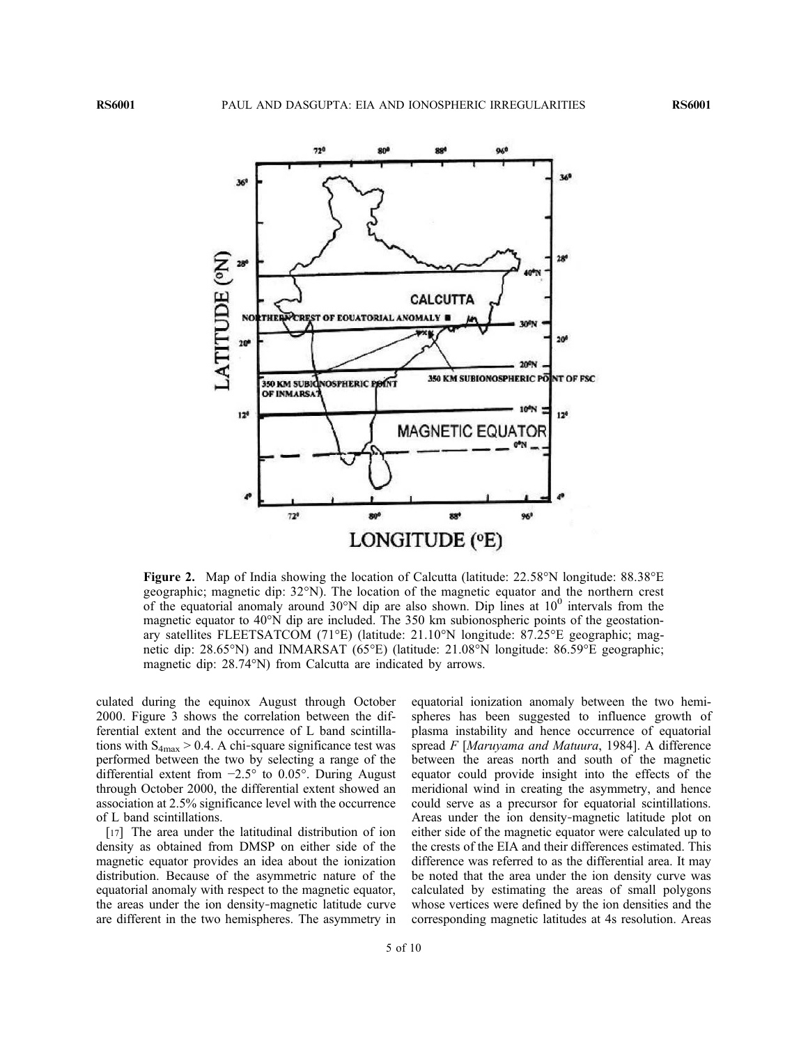Figure 2. Map of India showing the location of Calcutta (latitude: 22.58°N longitude: 88.38°E geographic; magnetic dip: 32°N). The location of the magnetic equator and the northern crest of the equatorial anomaly around 30°N dip are also shown. Dip lines at $10^0$ intervals from the magnetic equator to 40°N dip are included. The 350 km subionospheric points of the geostationary satellites FLEETSATCOM (71°E) (latitude: 21.10°N longitude: 87.25°E geographic; magnetic dip: 28.65°N) and INMARSAT (65°E) (latitude: 21.08°N longitude: 86.59°E geographic; magnetic dip: 28.74°N) from Calcutta are indicated by arrows.

culated during the equinox August through October 2000. Figure 3 shows the correlation between the differential extent and the occurrence of L band scintillations with $S_{4max} > 0.4$. A chi-square significance test was performed between the two by selecting a range of the differential extent from −2.5° to 0.05°. During August through October 2000, the differential extent showed an association at 2.5% significance level with the occurrence of L band scintillations.

[17] The area under the latitudinal distribution of ion density as obtained from DMSP on either side of the magnetic equator provides an idea about the ionization distribution. Because of the asymmetric nature of the equatorial anomaly with respect to the magnetic equator, the areas under the ion density-magnetic latitude curve are different in the two hemispheres. The asymmetry in equatorial ionization anomaly between the two hemispheres has been suggested to influence growth of plasma instability and hence occurrence of equatorial spread *F* [*Maruyama and Matuura*, 1984]. A difference between the areas north and south of the magnetic equator could provide insight into the effects of the meridional wind in creating the asymmetry, and hence could serve as a precursor for equatorial scintillations. Areas under the ion density-magnetic latitude plot on either side of the magnetic equator were calculated up to the crests of the EIA and their differences estimated. This difference was referred to as the differential area. It may be noted that the area under the ion density curve was calculated by estimating the areas of small polygons whose vertices were defined by the ion densities and the corresponding magnetic latitudes at 4s resolution. Areas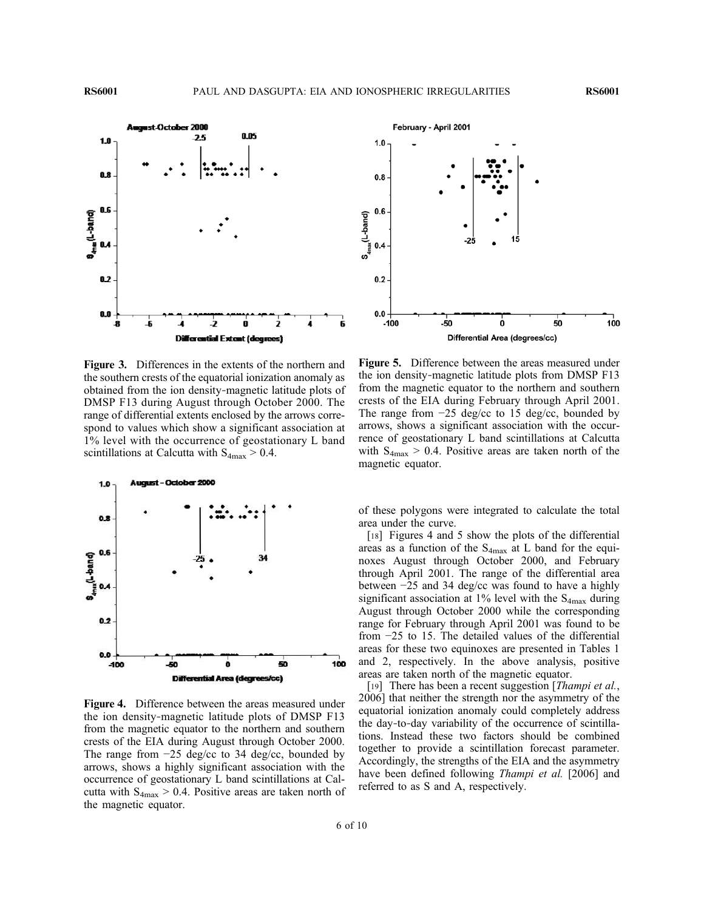**Figure 3.** Differences in the extents of the northern and the southern crests of the equatorial ionization anomaly as obtained from the ion density-magnetic latitude plots of DMSP F13 during August through October 2000. The range of differential extents enclosed by the arrows correspond to values which show a significant association at 1% level with the occurrence of geostationary L band scintillations at Calcutta with $S_{4max} > 0.4$.

**Figure 4.** Difference between the areas measured under the ion density-magnetic latitude plots of DMSP F13 from the magnetic equator to the northern and southern crests of the EIA during August through October 2000. The range from −25 deg/cc to 34 deg/cc, bounded by arrows, shows a highly significant association with the occurrence of geostationary L band scintillations at Calcutta with $S_{4max} > 0.4$. Positive areas are taken north of the magnetic equator.

**Figure 5.** Difference between the areas measured under the ion density-magnetic latitude plots from DMSP F13 from the magnetic equator to the northern and southern crests of the EIA during February through April 2001. The range from −25 deg/cc to 15 deg/cc, bounded by arrows, shows a significant association with the occurrence of geostationary L band scintillations at Calcutta with $S_{4max} > 0.4$. Positive areas are taken north of the magnetic equator.

of these polygons were integrated to calculate the total area under the curve.

[18] Figures 4 and 5 show the plots of the differential areas as a function of the $S_{4max}$ at L band for the equinoxes August through October 2000, and February through April 2001. The range of the differential area between −25 and 34 deg/cc was found to have a highly significant association at 1% level with the $S_{4max}$ during August through October 2000 while the corresponding range for February through April 2001 was found to be from −25 to 15. The detailed values of the differential areas for these two equinoxes are presented in Tables 1 and 2, respectively. In the above analysis, positive areas are taken north of the magnetic equator.

[19] There has been a recent suggestion [*Thampi et al.*, 2006] that neither the strength nor the asymmetry of the equatorial ionization anomaly could completely address the day-to-day variability of the occurrence of scintillations. Instead these two factors should be combined together to provide a scintillation forecast parameter. Accordingly, the strengths of the EIA and the asymmetry have been defined following *Thampi et al.* [2006] and referred to as S and A, respectively.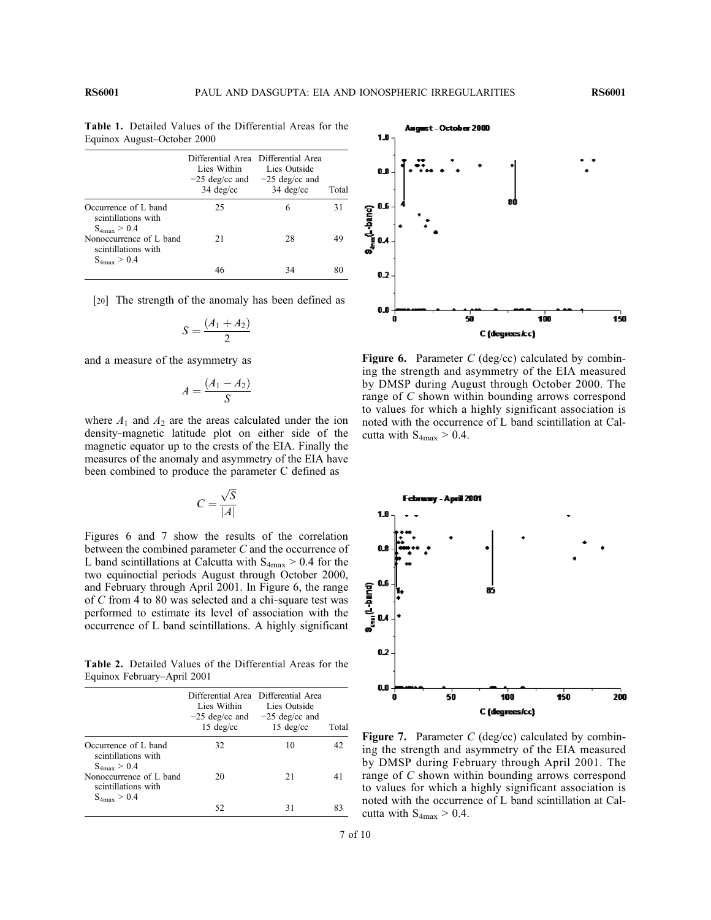**Table 1.** Detailed Values of the Differential Areas for the Equinox August–October 2000

| | Differential Area Lies Within −25 deg/cc and 34 deg/cc | Differential Area Lies Outside −25 deg/cc and 34 deg/cc | Total |
|---|---|---|---|
| Occurrence of L band scintillations with $S_{4max} > 0.4$ | 25 | 6 | 31 |
| Nonoccurrence of L band scintillations with $S_{4max} > 0.4$ | 21 | 28 | 49 |
| | 46 | 34 | 80 |

[20] The strength of the anomaly has been defined as

$$S = \frac{(A_1 + A_2)}{2}$$

and a measure of the asymmetry as

$$A = \frac{(A_1 - A_2)}{S}$$

where $A_1$ and $A_2$ are the areas calculated under the ion density-magnetic latitude plot on either side of the magnetic equator up to the crests of the EIA. Finally the measures of the anomaly and asymmetry of the EIA have been combined to produce the parameter C defined as

$$C = \frac{\sqrt{S}}{|A|}$$

Figures 6 and 7 show the results of the correlation between the combined parameter C and the occurrence of L band scintillations at Calcutta with $S_{4max} > 0.4$ for the two equinoctial periods August through October 2000, and February through April 2001. In Figure 6, the range of C from 4 to 80 was selected and a chi-square test was performed to estimate its level of association with the occurrence of L band scintillations. A highly significant

**Table 2.** Detailed Values of the Differential Areas for the Equinox February–April 2001

| | Differential Area Lies Within −25 deg/cc and 15 deg/cc | Differential Area Lies Outside −25 deg/cc and 15 deg/cc | Total |
|---|---|---|---|
| Occurrence of L band scintillations with $S_{4max} > 0.4$ | 32 | 10 | 42 |
| Nonoccurrence of L band scintillations with $S_{4max} > 0.4$ | 20 | 21 | 41 |
| | 52 | 31 | 83 |

**Figure 6.** Parameter $C$ (deg/cc) calculated by combining the strength and asymmetry of the EIA measured by DMSP during August through October 2000. The range of $C$ shown within bounding arrows correspond to values for which a highly significant association is noted with the occurrence of L band scintillation at Calcutta with $S_{4max} > 0.4$.

**Figure 7.** Parameter $C$ (deg/cc) calculated by combining the strength and asymmetry of the EIA measured by DMSP during February through April 2001. The range of $C$ shown within bounding arrows correspond to values for which a highly significant association is noted with the occurrence of L band scintillation at Calcutta with $S_{4max} > 0.4$.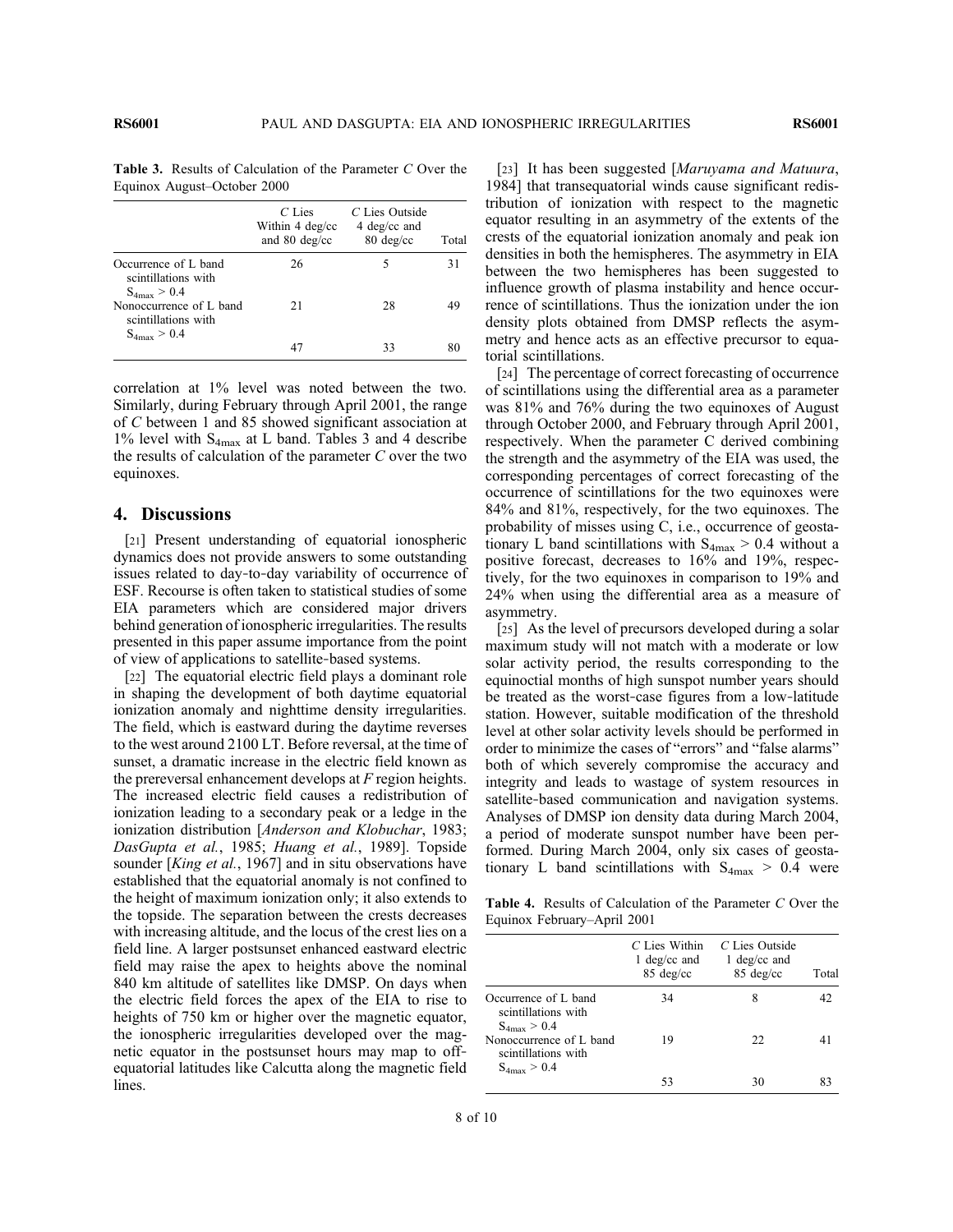**Table 3.** Results of Calculation of the Parameter *C* Over the Equinox August–October 2000

| | *C* Lies Within 4 deg/cc and 80 deg/cc | *C* Lies Outside 4 deg/cc and 80 deg/cc | Total |
|---|---|---|---|
| Occurrence of L band scintillations with $S_{4max} > 0.4$ | 26 | 5 | 31 |
| Nonoccurrence of L band scintillations with $S_{4max} > 0.4$ | 21 | 28 | 49 |
| | 47 | 33 | 80 |

correlation at 1% level was noted between the two. Similarly, during February through April 2001, the range of *C* between 1 and 85 showed significant association at 1% level with $S_{4max}$ at L band. Tables 3 and 4 describe the results of calculation of the parameter *C* over the two equinoxes.

## 4. Discussions

[21] Present understanding of equatorial ionospheric dynamics does not provide answers to some outstanding issues related to day-to-day variability of occurrence of ESF. Recourse is often taken to statistical studies of some EIA parameters which are considered major drivers behind generation of ionospheric irregularities. The results presented in this paper assume importance from the point of view of applications to satellite-based systems.

[22] The equatorial electric field plays a dominant role in shaping the development of both daytime equatorial ionization anomaly and nighttime density irregularities. The field, which is eastward during the daytime reverses to the west around 2100 LT. Before reversal, at the time of sunset, a dramatic increase in the electric field known as the prereversal enhancement develops at *F* region heights. The increased electric field causes a redistribution of ionization leading to a secondary peak or a ledge in the ionization distribution [*Anderson and Klobuchar*, 1983; *DasGupta et al.*, 1985; *Huang et al.*, 1989]. Topside sounder [*King et al.*, 1967] and in situ observations have established that the equatorial anomaly is not confined to the height of maximum ionization only; it also extends to the topside. The separation between the crests decreases with increasing altitude, and the locus of the crest lies on a field line. A larger postsunset enhanced eastward electric field may raise the apex to heights above the nominal 840 km altitude of satellites like DMSP. On days when the electric field forces the apex of the EIA to rise to heights of 750 km or higher over the magnetic equator, the ionospheric irregularities developed over the magnetic equator in the postsunset hours may map to off-equatorial latitudes like Calcutta along the magnetic field lines.

[23] It has been suggested [*Maruyama and Matuura*, 1984] that transequatorial winds cause significant redistribution of ionization with respect to the magnetic equator resulting in an asymmetry of the extents of the crests of the equatorial ionization anomaly and peak ion densities in both the hemispheres. The asymmetry in EIA between the two hemispheres has been suggested to influence growth of plasma instability and hence occurrence of scintillations. Thus the ionization under the ion density plots obtained from DMSP reflects the asymmetry and hence acts as an effective precursor to equatorial scintillations.

[24] The percentage of correct forecasting of occurrence of scintillations using the differential area as a parameter was 81% and 76% during the two equinoxes of August through October 2000, and February through April 2001, respectively. When the parameter C derived combining the strength and the asymmetry of the EIA was used, the corresponding percentages of correct forecasting of the occurrence of scintillations for the two equinoxes were 84% and 81%, respectively, for the two equinoxes. The probability of misses using C, i.e., occurrence of geostationary L band scintillations with $S_{4max} > 0.4$ without a positive forecast, decreases to 16% and 19%, respectively, for the two equinoxes in comparison to 19% and 24% when using the differential area as a measure of asymmetry.

[25] As the level of precursors developed during a solar maximum study will not match with a moderate or low solar activity period, the results corresponding to the equinoctial months of high sunspot number years should be treated as the worst-case figures from a low-latitude station. However, suitable modification of the threshold level at other solar activity levels should be performed in order to minimize the cases of "errors" and "false alarms" both of which severely compromise the accuracy and integrity and leads to wastage of system resources in satellite-based communication and navigation systems. Analyses of DMSP ion density data during March 2004, a period of moderate sunspot number have been performed. During March 2004, only six cases of geostationary L band scintillations with $S_{4max} > 0.4$ were

**Table 4.** Results of Calculation of the Parameter *C* Over the Equinox February–April 2001

| | *C* Lies Within 1 deg/cc and 85 deg/cc | *C* Lies Outside 1 deg/cc and 85 deg/cc | Total |
|---|---|---|---|
| Occurrence of L band scintillations with $S_{4max} > 0.4$ | 34 | 8 | 42 |
| Nonoccurrence of L band scintillations with $S_{4max} > 0.4$ | 19 | 22 | 41 |
| | 53 | 30 | 83 |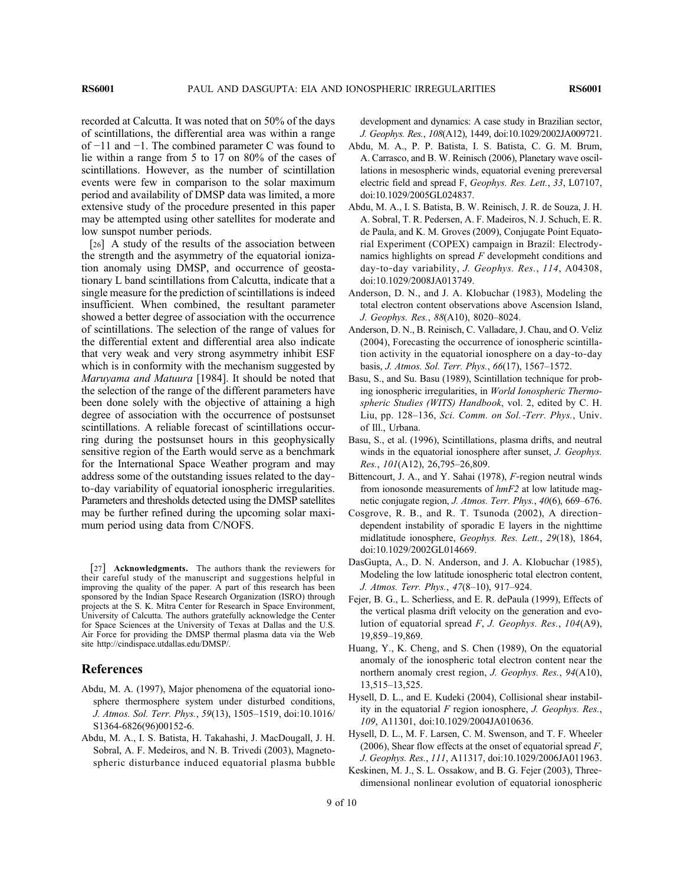recorded at Calcutta. It was noted that on 50% of the days of scintillations, the differential area was within a range of −11 and −1. The combined parameter C was found to lie within a range from 5 to 17 on 80% of the cases of scintillations. However, as the number of scintillation events were few in comparison to the solar maximum period and availability of DMSP data was limited, a more extensive study of the procedure presented in this paper may be attempted using other satellites for moderate and low sunspot number periods.

[26] A study of the results of the association between the strength and the asymmetry of the equatorial ionization anomaly using DMSP, and occurrence of geostationary L band scintillations from Calcutta, indicate that a single measure for the prediction of scintillations is indeed insufficient. When combined, the resultant parameter showed a better degree of association with the occurrence of scintillations. The selection of the range of values for the differential extent and differential area also indicate that very weak and very strong asymmetry inhibit ESF which is in conformity with the mechanism suggested by *Maruyama and Matuura* [1984]. It should be noted that the selection of the range of the different parameters have been done solely with the objective of attaining a high degree of association with the occurrence of postsunset scintillations. A reliable forecast of scintillations occurring during the postsunset hours in this geophysically sensitive region of the Earth would serve as a benchmark for the International Space Weather program and may address some of the outstanding issues related to the day-to-day variability of equatorial ionospheric irregularities. Parameters and thresholds detected using the DMSP satellites may be further refined during the upcoming solar maximum period using data from C/NOFS.

[27] **Acknowledgments.** The authors thank the reviewers for their careful study of the manuscript and suggestions helpful in improving the quality of the paper. A part of this research has been sponsored by the Indian Space Research Organization (ISRO) through projects at the S. K. Mitra Center for Research in Space Environment, University of Calcutta. The authors gratefully acknowledge the Center for Space Sciences at the University of Texas at Dallas and the U.S. Air Force for providing the DMSP thermal plasma data via the Web site http://cindispace.utdallas.edu/DMSP/.

## References

Abdu, M. A. (1997), Major phenomena of the equatorial ionosphere thermosphere system under disturbed conditions, *J. Atmos. Sol. Terr. Phys.*, *59*(13), 1505–1519, doi:10.1016/S1364-6826(96)00152-6.

Abdu, M. A., I. S. Batista, H. Takahashi, J. MacDougall, J. H. Sobral, A. F. Medeiros, and N. B. Trivedi (2003), Magnetospheric disturbance induced equatorial plasma bubble development and dynamics: A case study in Brazilian sector, *J. Geophys. Res.*, *108*(A12), 1449, doi:10.1029/2002JA009721.

Abdu, M. A., P. P. Batista, I. S. Batista, C. G. M. Brum, A. Carrasco, and B. W. Reinisch (2006), Planetary wave oscillations in mesospheric winds, equatorial evening prereversal electric field and spread F, *Geophys. Res. Lett.*, *33*, L07107, doi:10.1029/2005GL024837.

Abdu, M. A., I. S. Batista, B. W. Reinisch, J. R. de Souza, J. H. A. Sobral, T. R. Pedersen, A. F. Madeiros, N. J. Schuch, E. R. de Paula, and K. M. Groves (2009), Conjugate Point Equatorial Experiment (COPEX) campaign in Brazil: Electrodynamics highlights on spread *F* developmeht conditions and day-to-day variability, *J. Geophys. Res.*, *114*, A04308, doi:10.1029/2008JA013749.

Anderson, D. N., and J. A. Klobuchar (1983), Modeling the total electron content observations above Ascension Island, *J. Geophys. Res.*, *88*(A10), 8020–8024.

Anderson, D. N., B. Reinisch, C. Valladare, J. Chau, and O. Veliz (2004), Forecasting the occurrence of ionospheric scintillation activity in the equatorial ionosphere on a day-to-day basis, *J. Atmos. Sol. Terr. Phys.*, *66*(17), 1567–1572.

Basu, S., and Su. Basu (1989), Scintillation technique for probing ionospheric irregularities, in *World Ionospheric Thermospheric Studies (WITS) Handbook*, vol. 2, edited by C. H. Liu, pp. 128–136, *Sci. Comm. on Sol.-Terr. Phys.*, Univ. of Ill., Urbana.

Basu, S., et al. (1996), Scintillations, plasma drifts, and neutral winds in the equatorial ionosphere after sunset, *J. Geophys. Res.*, *101*(A12), 26,795–26,809.

Bittencourt, J. A., and Y. Sahai (1978), *F*-region neutral winds from ionosonde measurements of *hmF2* at low latitude magnetic conjugate region, *J. Atmos. Terr. Phys.*, *40*(6), 669–676.

Cosgrove, R. B., and R. T. Tsunoda (2002), A direction-dependent instability of sporadic E layers in the nighttime midlatitude ionosphere, *Geophys. Res. Lett.*, *29*(18), 1864, doi:10.1029/2002GL014669.

DasGupta, A., D. N. Anderson, and J. A. Klobuchar (1985), Modeling the low latitude ionospheric total electron content, *J. Atmos. Terr. Phys.*, *47*(8–10), 917–924.

Fejer, B. G., L. Scherliess, and E. R. dePaula (1999), Effects of the vertical plasma drift velocity on the generation and evolution of equatorial spread *F*, *J. Geophys. Res.*, *104*(A9), 19,859–19,869.

Huang, Y., K. Cheng, and S. Chen (1989), On the equatorial anomaly of the ionospheric total electron content near the northern anomaly crest region, *J. Geophys. Res.*, *94*(A10), 13,515–13,525.

Hysell, D. L., and E. Kudeki (2004), Collisional shear instability in the equatorial *F* region ionosphere, *J. Geophys. Res.*, *109*, A11301, doi:10.1029/2004JA010636.

Hysell, D. L., M. F. Larsen, C. M. Swenson, and T. F. Wheeler (2006), Shear flow effects at the onset of equatorial spread *F*, *J. Geophys. Res.*, *111*, A11317, doi:10.1029/2006JA011963.

Keskinen, M. J., S. L. Ossakow, and B. G. Fejer (2003), Three-dimensional nonlinear evolution of equatorial ionospheric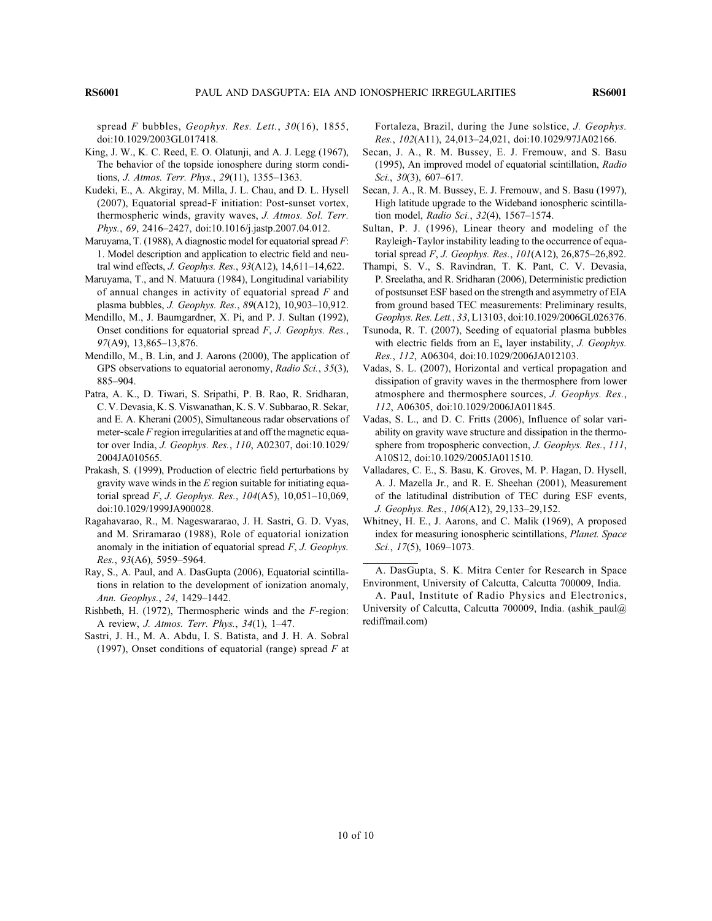spread *F* bubbles, *Geophys. Res. Lett.*, *30*(16), 1855, doi:10.1029/2003GL017418.

King, J. W., K. C. Reed, E. O. Olatunji, and A. J. Legg (1967), The behavior of the topside ionosphere during storm conditions, *J. Atmos. Terr. Phys.*, *29*(11), 1355–1363.

Kudeki, E., A. Akgiray, M. Milla, J. L. Chau, and D. L. Hysell (2007), Equatorial spread-F initiation: Post-sunset vortex, thermospheric winds, gravity waves, *J. Atmos. Sol. Terr. Phys.*, *69*, 2416–2427, doi:10.1016/j.jastp.2007.04.012.

Maruyama, T. (1988), A diagnostic model for equatorial spread *F*: 1. Model description and application to electric field and neutral wind effects, *J. Geophys. Res.*, *93*(A12), 14,611–14,622.

Maruyama, T., and N. Matuura (1984), Longitudinal variability of annual changes in activity of equatorial spread *F* and plasma bubbles, *J. Geophys. Res.*, *89*(A12), 10,903–10,912.

Mendillo, M., J. Baumgardner, X. Pi, and P. J. Sultan (1992), Onset conditions for equatorial spread *F*, *J. Geophys. Res.*, *97*(A9), 13,865–13,876.

Mendillo, M., B. Lin, and J. Aarons (2000), The application of GPS observations to equatorial aeronomy, *Radio Sci.*, *35*(3), 885–904.

Patra, A. K., D. Tiwari, S. Sripathi, P. B. Rao, R. Sridharan, C. V. Devasia, K. S. Viswanathan, K. S. V. Subbarao, R. Sekar, and E. A. Kherani (2005), Simultaneous radar observations of meter-scale *F* region irregularities at and off the magnetic equator over India, *J. Geophys. Res.*, *110*, A02307, doi:10.1029/2004JA010565.

Prakash, S. (1999), Production of electric field perturbations by gravity wave winds in the *E* region suitable for initiating equatorial spread *F*, *J. Geophys. Res.*, *104*(A5), 10,051–10,069, doi:10.1029/1999JA900028.

Ragahavarao, R., M. Nageswararao, J. H. Sastri, G. D. Vyas, and M. Sriramarao (1988), Role of equatorial ionization anomaly in the initiation of equatorial spread *F*, *J. Geophys. Res.*, *93*(A6), 5959–5964.

Ray, S., A. Paul, and A. DasGupta (2006), Equatorial scintillations in relation to the development of ionization anomaly, *Ann. Geophys.*, *24*, 1429–1442.

Rishbeth, H. (1972), Thermospheric winds and the *F*-region: A review, *J. Atmos. Terr. Phys.*, *34*(1), 1–47.

Sastri, J. H., M. A. Abdu, I. S. Batista, and J. H. A. Sobral (1997), Onset conditions of equatorial (range) spread *F* at Fortaleza, Brazil, during the June solstice, *J. Geophys. Res.*, *102*(A11), 24,013–24,021, doi:10.1029/97JA02166.

Secan, J. A., R. M. Bussey, E. J. Fremouw, and S. Basu (1995), An improved model of equatorial scintillation, *Radio Sci.*, *30*(3), 607–617.

Secan, J. A., R. M. Bussey, E. J. Fremouw, and S. Basu (1997), High latitude upgrade to the Wideband ionospheric scintillation model, *Radio Sci.*, *32*(4), 1567–1574.

Sultan, P. J. (1996), Linear theory and modeling of the Rayleigh-Taylor instability leading to the occurrence of equatorial spread *F*, *J. Geophys. Res.*, *101*(A12), 26,875–26,892.

Thampi, S. V., S. Ravindran, T. K. Pant, C. V. Devasia, P. Sreelatha, and R. Sridharan (2006), Deterministic prediction of postsunset ESF based on the strength and asymmetry of EIA from ground based TEC measurements: Preliminary results, *Geophys. Res. Lett.*, *33*, L13103, doi:10.1029/2006GL026376.

Tsunoda, R. T. (2007), Seeding of equatorial plasma bubbles with electric fields from an $E_s$ layer instability, *J. Geophys. Res.*, *112*, A06304, doi:10.1029/2006JA012103.

Vadas, S. L. (2007), Horizontal and vertical propagation and dissipation of gravity waves in the thermosphere from lower atmosphere and thermosphere sources, *J. Geophys. Res.*, *112*, A06305, doi:10.1029/2006JA011845.

Vadas, S. L., and D. C. Fritts (2006), Influence of solar variability on gravity wave structure and dissipation in the thermosphere from tropospheric convection, *J. Geophys. Res.*, *111*, A10S12, doi:10.1029/2005JA011510.

Valladares, C. E., S. Basu, K. Groves, M. P. Hagan, D. Hysell, A. J. Mazella Jr., and R. E. Sheehan (2001), Measurement of the latitudinal distribution of TEC during ESF events, *J. Geophys. Res.*, *106*(A12), 29,133–29,152.

Whitney, H. E., J. Aarons, and C. Malik (1969), A proposed index for measuring ionospheric scintillations, *Planet. Space Sci.*, *17*(5), 1069–1073.

---

A. DasGupta, S. K. Mitra Center for Research in Space Environment, University of Calcutta, Calcutta 700009, India.

A. Paul, Institute of Radio Physics and Electronics, University of Calcutta, Calcutta 700009, India. (ashik_paul@rediffmail.com)